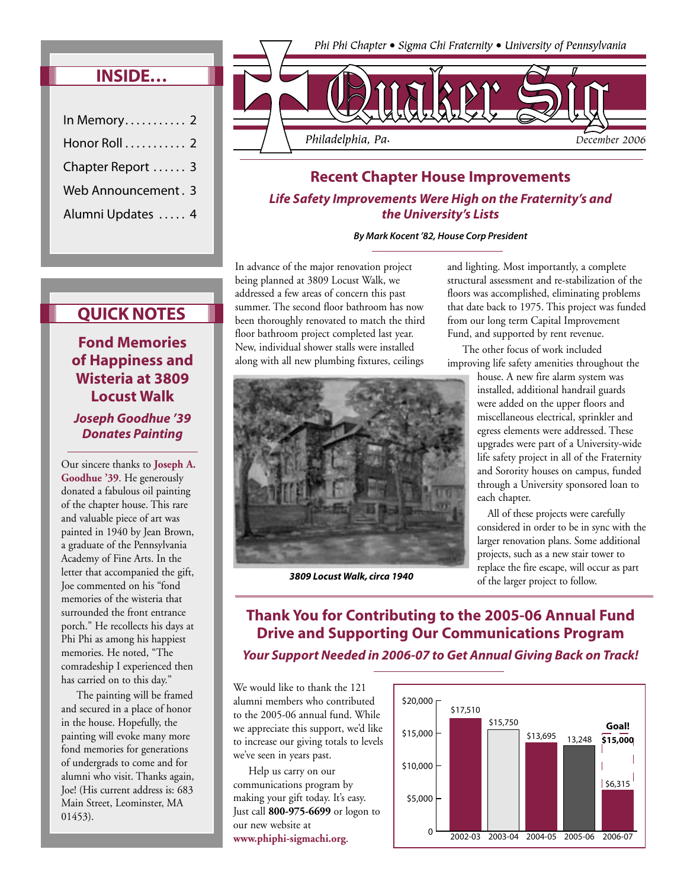Phi Phi Chapter • Sigma Chi Fraternity • University of Pennsylvania

# Quaker Sig

Philadelphia, Pa. — December 2006

## INSIDE…

- In Memory . . . . . . . . . . . 2
- Honor Roll . . . . . . . . . . . 2
- Chapter Report . . . . . . 3
- Web Announcement . 3
- Alumni Updates . . . . . 4

## Recent Chapter House Improvements

### *Life Safety Improvements Were High on the Fraternity's and the University's Lists*

***By Mark Kocent '82, House Corp President***

In advance of the major renovation project being planned at 3809 Locust Walk, we addressed a few areas of concern this past summer. The second floor bathroom has now been thoroughly renovated to match the third floor bathroom project completed last year. New, individual shower stalls were installed along with all new plumbing fixtures, ceilings and lighting. Most importantly, a complete structural assessment and re-stabilization of the floors was accomplished, eliminating problems that date back to 1975. This project was funded from our long term Capital Improvement Fund, and supported by rent revenue.

The other focus of work included improving life safety amenities throughout the house. A new fire alarm system was installed, additional handrail guards were added on the upper floors and miscellaneous electrical, sprinkler and egress elements were addressed. These upgrades were part of a University-wide life safety project in all of the Fraternity and Sorority houses on campus, funded through a University sponsored loan to each chapter.

All of these projects were carefully considered in order to be in sync with the larger renovation plans. Some additional projects, such as a new stair tower to replace the fire escape, will occur as part of the larger project to follow.

***3809 Locust Walk, circa 1940***

## QUICK NOTES

### Fond Memories of Happiness and Wisteria at 3809 Locust Walk

#### *Joseph Goodhue '39 Donates Painting*

Our sincere thanks to **Joseph A. Goodhue '39**. He generously donated a fabulous oil painting of the chapter house. This rare and valuable piece of art was painted in 1940 by Jean Brown, a graduate of the Pennsylvania Academy of Fine Arts. In the letter that accompanied the gift, Joe commented on his "fond memories of the wisteria that surrounded the front entrance porch." He recollects his days at Phi Phi as among his happiest memories. He noted, "The comradeship I experienced then has carried on to this day."

The painting will be framed and secured in a place of honor in the house. Hopefully, the painting will evoke many more fond memories for generations of undergrads to come and for alumni who visit. Thanks again, Joe! (His current address is: 683 Main Street, Leominster, MA 01453).

## Thank You for Contributing to the 2005-06 Annual Fund Drive and Supporting Our Communications Program

### *Your Support Needed in 2006-07 to Get Annual Giving Back on Track!*

We would like to thank the 121 alumni members who contributed to the 2005-06 annual fund. While we appreciate this support, we'd like to increase our giving totals to levels we've seen in years past.

Help us carry on our communications program by making your gift today. It's easy. Just call **800-975-6699** or logon to our new website at **www.phiphi-sigmachi.org**.

| Year | Amount |
|---|---|
| 2002-03 | $17,510 |
| 2003-04 | $15,750 |
| 2004-05 | $13,695 |
| 2005-06 | 13,248 |
| 2006-07 | $6,315 (Goal! $15,000) |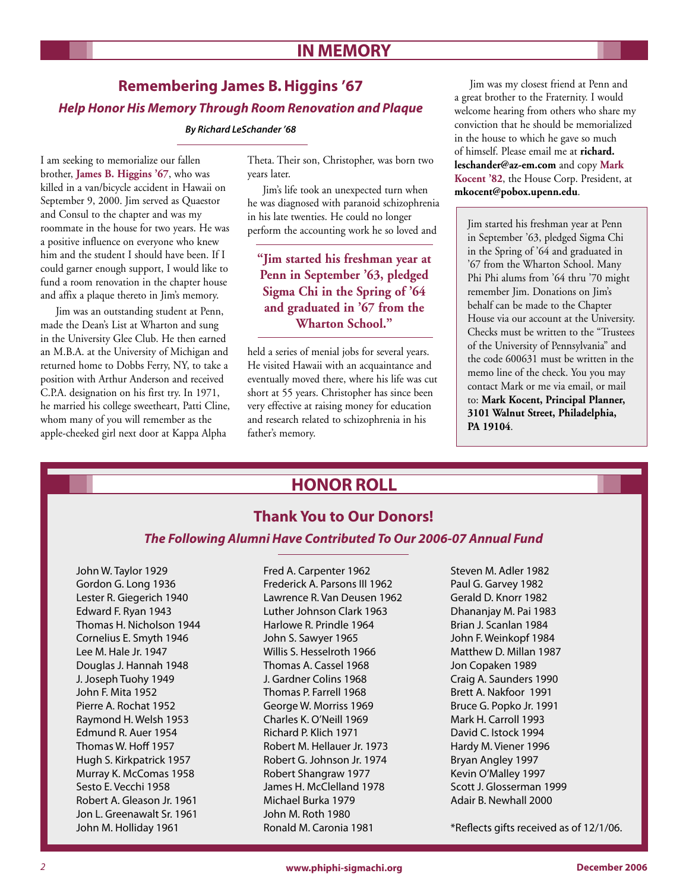# IN MEMORY

## Remembering James B. Higgins '67

### *Help Honor His Memory Through Room Renovation and Plaque*

***By Richard LeSchander '68***

I am seeking to memorialize our fallen brother, **James B. Higgins '67**, who was killed in a van/bicycle accident in Hawaii on September 9, 2000. Jim served as Quaestor and Consul to the chapter and was my roommate in the house for two years. He was a positive influence on everyone who knew him and the student I should have been. If I could garner enough support, I would like to fund a room renovation in the chapter house and affix a plaque thereto in Jim's memory.

Jim was an outstanding student at Penn, made the Dean's List at Wharton and sung in the University Glee Club. He then earned an M.B.A. at the University of Michigan and returned home to Dobbs Ferry, NY, to take a position with Arthur Anderson and received C.P.A. designation on his first try. In 1971, he married his college sweetheart, Patti Cline, whom many of you will remember as the apple-cheeked girl next door at Kappa Alpha Theta. Their son, Christopher, was born two years later.

Jim's life took an unexpected turn when he was diagnosed with paranoid schizophrenia in his late twenties. He could no longer perform the accounting work he so loved and held a series of menial jobs for several years. He visited Hawaii with an acquaintance and eventually moved there, where his life was cut short at 55 years. Christopher has since been very effective at raising money for education and research related to schizophrenia in his father's memory.

> **"Jim started his freshman year at Penn in September '63, pledged Sigma Chi in the Spring of '64 and graduated in '67 from the Wharton School."**

Jim was my closest friend at Penn and a great brother to the Fraternity. I would welcome hearing from others who share my conviction that he should be memorialized in the house to which he gave so much of himself. Please email me at **richard.leschander@az-em.com** and copy **Mark Kocent '82**, the House Corp. President, at **mkocent@pobox.upenn.edu**.

> Jim started his freshman year at Penn in September '63, pledged Sigma Chi in the Spring of '64 and graduated in '67 from the Wharton School. Many Phi Phi alums from '64 thru '70 might remember Jim. Donations on Jim's behalf can be made to the Chapter House via our account at the University. Checks must be written to the "Trustees of the University of Pennsylvania" and the code 600631 must be written in the memo line of the check. You you may contact Mark or me via email, or mail to: **Mark Kocent, Principal Planner, 3101 Walnut Street, Philadelphia, PA 19104**.

# HONOR ROLL

## Thank You to Our Donors!

### *The Following Alumni Have Contributed To Our 2006-07 Annual Fund*

John W. Taylor 1929
Gordon G. Long 1936
Lester R. Giegerich 1940
Edward F. Ryan 1943
Thomas H. Nicholson 1944
Cornelius E. Smyth 1946
Lee M. Hale Jr. 1947
Douglas J. Hannah 1948
J. Joseph Tuohy 1949
John F. Mita 1952
Pierre A. Rochat 1952
Raymond H. Welsh 1953
Edmund R. Auer 1954
Thomas W. Hoff 1957
Hugh S. Kirkpatrick 1957
Murray K. McComas 1958
Sesto E. Vecchi 1958
Robert A. Gleason Jr. 1961
Jon L. Greenawalt Sr. 1961
John M. Holliday 1961
Fred A. Carpenter 1962
Frederick A. Parsons III 1962
Lawrence R. Van Deusen 1962
Luther Johnson Clark 1963
Harlowe R. Prindle 1964
John S. Sawyer 1965
Willis S. Hesselroth 1966
Thomas A. Cassel 1968
J. Gardner Colins 1968
Thomas P. Farrell 1968
George W. Morriss 1969
Charles K. O'Neill 1969
Richard P. Klich 1971
Robert M. Hellauer Jr. 1973
Robert G. Johnson Jr. 1974
Robert Shangraw 1977
James H. McClelland 1978
Michael Burka 1979
John M. Roth 1980
Ronald M. Caronia 1981
Steven M. Adler 1982
Paul G. Garvey 1982
Gerald D. Knorr 1982
Dhananjay M. Pai 1983
Brian J. Scanlan 1984
John F. Weinkopf 1984
Matthew D. Millan 1987
Jon Copaken 1989
Craig A. Saunders 1990
Brett A. Nakfoor 1991
Bruce G. Popko Jr. 1991
Mark H. Carroll 1993
David C. Istock 1994
Hardy M. Viener 1996
Bryan Angley 1997
Kevin O'Malley 1997
Scott J. Glosserman 1999
Adair B. Newhall 2000

*Reflects gifts received as of 12/1/06.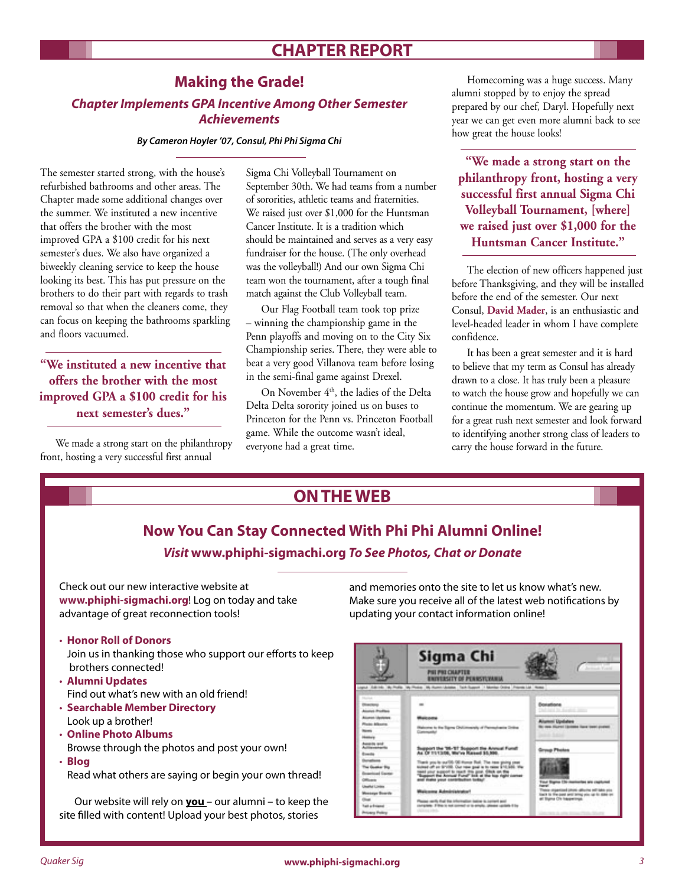# CHAPTER REPORT

## Making the Grade!

### *Chapter Implements GPA Incentive Among Other Semester Achievements*

***By Cameron Hoyler '07, Consul, Phi Phi Sigma Chi***

The semester started strong, with the house's refurbished bathrooms and other areas. The Chapter made some additional changes over the summer. We instituted a new incentive that offers the brother with the most improved GPA a $100 credit for his next semester's dues. We also have organized a biweekly cleaning service to keep the house looking its best. This has put pressure on the brothers to do their part with regards to trash removal so that when the cleaners come, they can focus on keeping the bathrooms sparkling and floors vacuumed.

> **"We instituted a new incentive that offers the brother with the most improved GPA a $100 credit for his next semester's dues."**

We made a strong start on the philanthropy front, hosting a very successful first annual Sigma Chi Volleyball Tournament on September 30th. We had teams from a number of sororities, athletic teams and fraternities. We raised just over $1,000 for the Huntsman Cancer Institute. It is a tradition which should be maintained and serves as a very easy fundraiser for the house. (The only overhead was the volleyball!) And our own Sigma Chi team won the tournament, after a tough final match against the Club Volleyball team.

Our Flag Football team took top prize – winning the championship game in the Penn playoffs and moving on to the City Six Championship series. There, they were able to beat a very good Villanova team before losing in the semi-final game against Drexel.

On November 4th, the ladies of the Delta Delta Delta sorority joined us on buses to Princeton for the Penn vs. Princeton Football game. While the outcome wasn't ideal, everyone had a great time.

Homecoming was a huge success. Many alumni stopped by to enjoy the spread prepared by our chef, Daryl. Hopefully next year we can get even more alumni back to see how great the house looks!

> **"We made a strong start on the philanthropy front, hosting a very successful first annual Sigma Chi Volleyball Tournament, [where] we raised just over $1,000 for the Huntsman Cancer Institute."**

The election of new officers happened just before Thanksgiving, and they will be installed before the end of the semester. Our next Consul, **David Mader**, is an enthusiastic and level-headed leader in whom I have complete confidence.

It has been a great semester and it is hard to believe that my term as Consul has already drawn to a close. It has truly been a pleasure to watch the house grow and hopefully we can continue the momentum. We are gearing up for a great rush next semester and look forward to identifying another strong class of leaders to carry the house forward in the future.

# ON THE WEB

## Now You Can Stay Connected With Phi Phi Alumni Online!

### *Visit* www.phiphi-sigmachi.org *To See Photos, Chat or Donate*

Check out our new interactive website at **www.phiphi-sigmachi.org**! Log on today and take advantage of great reconnection tools!

- **Honor Roll of Donors**
  Join us in thanking those who support our efforts to keep brothers connected!
- **Alumni Updates**
  Find out what's new with an old friend!
- **Searchable Member Directory**
  Look up a brother!
- **Online Photo Albums**
  Browse through the photos and post your own!
- **Blog**
  Read what others are saying or begin your own thread!

Our website will rely on **you** – our alumni – to keep the site filled with content! Upload your best photos, stories and memories onto the site to let us know what's new. Make sure you receive all of the latest web notifications by updating your contact information online!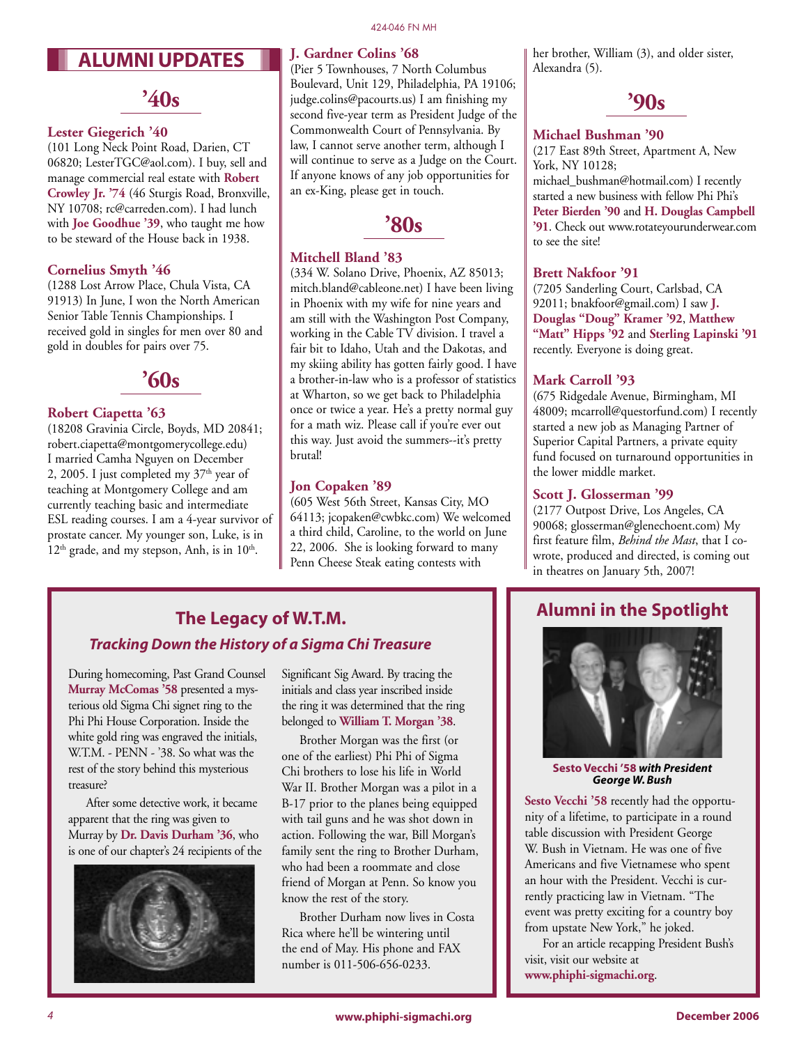## ALUMNI UPDATES

### '40s

**Lester Giegerich '40**
(101 Long Neck Point Road, Darien, CT 06820; LesterTGC@aol.com). I buy, sell and manage commercial real estate with **Robert Crowley Jr. '74** (46 Sturgis Road, Bronxville, NY 10708; rc@carreden.com). I had lunch with **Joe Goodhue '39**, who taught me how to be steward of the House back in 1938.

**Cornelius Smyth '46**
(1288 Lost Arrow Place, Chula Vista, CA 91913) In June, I won the North American Senior Table Tennis Championships. I received gold in singles for men over 80 and gold in doubles for pairs over 75.

### '60s

**Robert Ciapetta '63**
(18208 Gravinia Circle, Boyds, MD 20841; robert.ciapetta@montgomerycollege.edu) I married Camha Nguyen on December 2, 2005. I just completed my 37th year of teaching at Montgomery College and am currently teaching basic and intermediate ESL reading courses. I am a 4-year survivor of prostate cancer. My younger son, Luke, is in 12th grade, and my stepson, Anh, is in 10th.

**J. Gardner Colins '68**
(Pier 5 Townhouses, 7 North Columbus Boulevard, Unit 129, Philadelphia, PA 19106; judge.colins@pacourts.us) I am finishing my second five-year term as President Judge of the Commonwealth Court of Pennsylvania. By law, I cannot serve another term, although I will continue to serve as a Judge on the Court. If anyone knows of any job opportunities for an ex-King, please get in touch.

### '80s

**Mitchell Bland '83**
(334 W. Solano Drive, Phoenix, AZ 85013; mitch.bland@cableone.net) I have been living in Phoenix with my wife for nine years and am still with the Washington Post Company, working in the Cable TV division. I travel a fair bit to Idaho, Utah and the Dakotas, and my skiing ability has gotten fairly good. I have a brother-in-law who is a professor of statistics at Wharton, so we get back to Philadelphia once or twice a year. He's a pretty normal guy for a math wiz. Please call if you're ever out this way. Just avoid the summers--it's pretty brutal!

**Jon Copaken '89**
(605 West 56th Street, Kansas City, MO 64113; jcopaken@cwbkc.com) We welcomed a third child, Caroline, to the world on June 22, 2006. She is looking forward to many Penn Cheese Steak eating contests with her brother, William (3), and older sister, Alexandra (5).

### '90s

**Michael Bushman '90**
(217 East 89th Street, Apartment A, New York, NY 10128; michael_bushman@hotmail.com) I recently started a new business with fellow Phi Phi's **Peter Bierden '90** and **H. Douglas Campbell '91**. Check out www.rotateyourunderwear.com to see the site!

**Brett Nakfoor '91**
(7205 Sanderling Court, Carlsbad, CA 92011; bnakfoor@gmail.com) I saw **J. Douglas "Doug" Kramer '92**, **Matthew "Matt" Hipps '92** and **Sterling Lapinski '91** recently. Everyone is doing great.

**Mark Carroll '93**
(675 Ridgedale Avenue, Birmingham, MI 48009; mcarroll@questorfund.com) I recently started a new job as Managing Partner of Superior Capital Partners, a private equity fund focused on turnaround opportunities in the lower middle market.

**Scott J. Glosserman '99**
(2177 Outpost Drive, Los Angeles, CA 90068; glosserman@glenechoent.com) My first feature film, *Behind the Mast*, that I co-wrote, produced and directed, is coming out in theatres on January 5th, 2007!

## The Legacy of W.T.M.

### *Tracking Down the History of a Sigma Chi Treasure*

During homecoming, Past Grand Counsel **Murray McComas '58** presented a mysterious old Sigma Chi signet ring to the Phi Phi House Corporation. Inside the white gold ring was engraved the initials, W.T.M. - PENN - '38. So what was the rest of the story behind this mysterious treasure?

After some detective work, it became apparent that the ring was given to Murray by **Dr. Davis Durham '36**, who is one of our chapter's 24 recipients of the Significant Sig Award. By tracing the initials and class year inscribed inside the ring it was determined that the ring belonged to **William T. Morgan '38**.

Brother Morgan was the first (or one of the earliest) Phi Phi of Sigma Chi brothers to lose his life in World War II. Brother Morgan was a pilot in a B-17 prior to the planes being equipped with tail guns and he was shot down in action. Following the war, Bill Morgan's family sent the ring to Brother Durham, who had been a roommate and close friend of Morgan at Penn. So know you know the rest of the story.

Brother Durham now lives in Costa Rica where he'll be wintering until the end of May. His phone and FAX number is 011-506-656-0233.

## Alumni in the Spotlight

**Sesto Vecchi '58** ***with President George W. Bush***

**Sesto Vecchi '58** recently had the opportunity of a lifetime, to participate in a round table discussion with President George W. Bush in Vietnam. He was one of five Americans and five Vietnamese who spent an hour with the President. Vecchi is currently practicing law in Vietnam. "The event was pretty exciting for a country boy from upstate New York," he joked.

For an article recapping President Bush's visit, visit our website at **www.phiphi-sigmachi.org**.